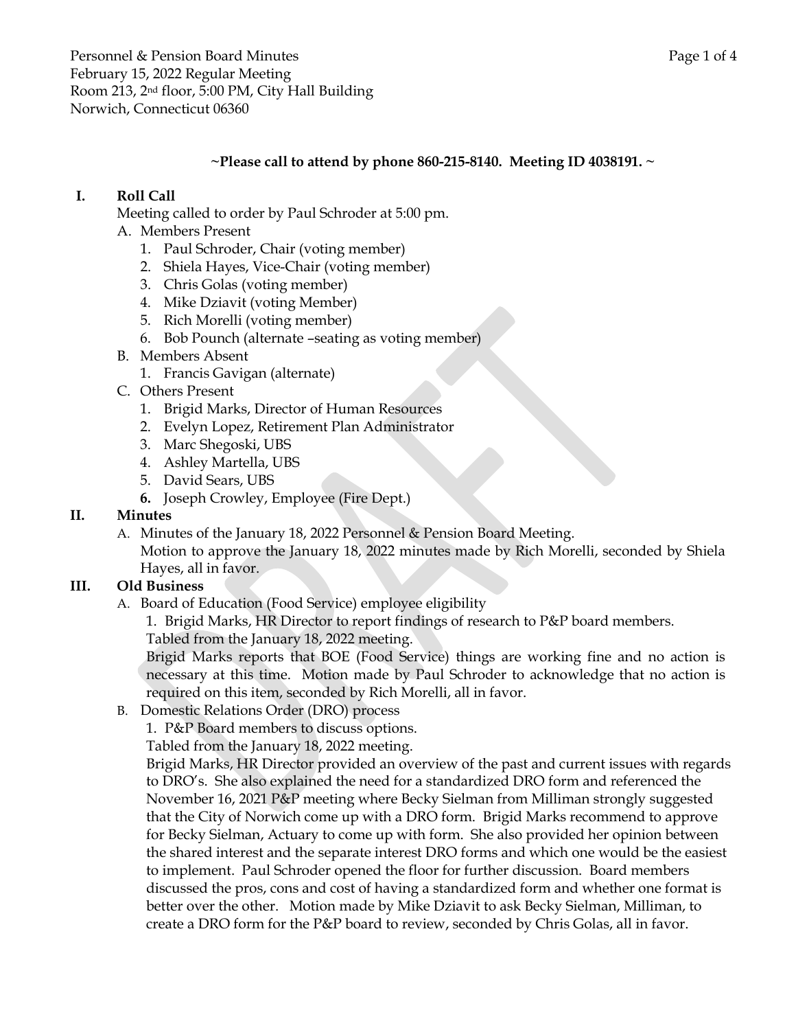Personnel & Pension Board Minutes
February 15, 2022 Regular Meeting
Room 213, 2nd floor, 5:00 PM, City Hall Building
Norwich, Connecticut 06360

**~Please call to attend by phone 860-215-8140. Meeting ID 4038191. ~**

## I. Roll Call

Meeting called to order by Paul Schroder at 5:00 pm.

A. Members Present
   1. Paul Schroder, Chair (voting member)
   2. Shiela Hayes, Vice-Chair (voting member)
   3. Chris Golas (voting member)
   4. Mike Dziavit (voting Member)
   5. Rich Morelli (voting member)
   6. Bob Pounch (alternate –seating as voting member)

B. Members Absent
   1. Francis Gavigan (alternate)

C. Others Present
   1. Brigid Marks, Director of Human Resources
   2. Evelyn Lopez, Retirement Plan Administrator
   3. Marc Shegoski, UBS
   4. Ashley Martella, UBS
   5. David Sears, UBS
   6. Joseph Crowley, Employee (Fire Dept.)

## II. Minutes

A. Minutes of the January 18, 2022 Personnel & Pension Board Meeting.
Motion to approve the January 18, 2022 minutes made by Rich Morelli, seconded by Shiela Hayes, all in favor.

## III. Old Business

A. Board of Education (Food Service) employee eligibility
   1. Brigid Marks, HR Director to report findings of research to P&P board members.
   Tabled from the January 18, 2022 meeting.
   Brigid Marks reports that BOE (Food Service) things are working fine and no action is necessary at this time. Motion made by Paul Schroder to acknowledge that no action is required on this item, seconded by Rich Morelli, all in favor.

B. Domestic Relations Order (DRO) process
   1. P&P Board members to discuss options.
   Tabled from the January 18, 2022 meeting.
   Brigid Marks, HR Director provided an overview of the past and current issues with regards to DRO's. She also explained the need for a standardized DRO form and referenced the November 16, 2021 P&P meeting where Becky Sielman from Milliman strongly suggested that the City of Norwich come up with a DRO form. Brigid Marks recommend to approve for Becky Sielman, Actuary to come up with form. She also provided her opinion between the shared interest and the separate interest DRO forms and which one would be the easiest to implement. Paul Schroder opened the floor for further discussion. Board members discussed the pros, cons and cost of having a standardized form and whether one format is better over the other. Motion made by Mike Dziavit to ask Becky Sielman, Milliman, to create a DRO form for the P&P board to review, seconded by Chris Golas, all in favor.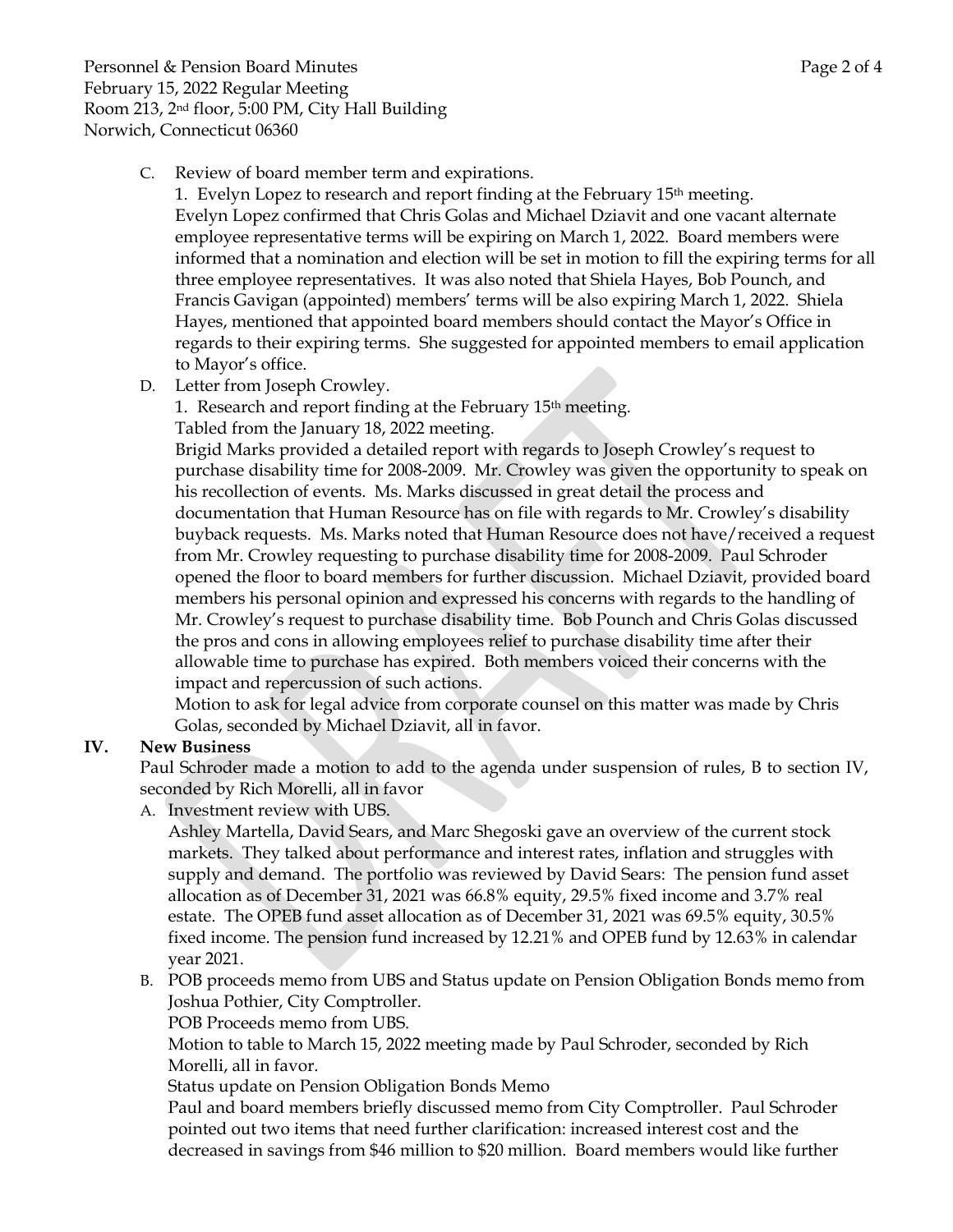C. Review of board member term and expirations.

1. Evelyn Lopez to research and report finding at the February 15th meeting.

Evelyn Lopez confirmed that Chris Golas and Michael Dziavit and one vacant alternate employee representative terms will be expiring on March 1, 2022. Board members were informed that a nomination and election will be set in motion to fill the expiring terms for all three employee representatives. It was also noted that Shiela Hayes, Bob Pounch, and Francis Gavigan (appointed) members' terms will be also expiring March 1, 2022. Shiela Hayes, mentioned that appointed board members should contact the Mayor's Office in regards to their expiring terms. She suggested for appointed members to email application to Mayor's office.

D. Letter from Joseph Crowley.

1. Research and report finding at the February 15th meeting.

Tabled from the January 18, 2022 meeting.

Brigid Marks provided a detailed report with regards to Joseph Crowley's request to purchase disability time for 2008-2009. Mr. Crowley was given the opportunity to speak on his recollection of events. Ms. Marks discussed in great detail the process and documentation that Human Resource has on file with regards to Mr. Crowley's disability buyback requests. Ms. Marks noted that Human Resource does not have/received a request from Mr. Crowley requesting to purchase disability time for 2008-2009. Paul Schroder opened the floor to board members for further discussion. Michael Dziavit, provided board members his personal opinion and expressed his concerns with regards to the handling of Mr. Crowley's request to purchase disability time. Bob Pounch and Chris Golas discussed the pros and cons in allowing employees relief to purchase disability time after their allowable time to purchase has expired. Both members voiced their concerns with the impact and repercussion of such actions.

Motion to ask for legal advice from corporate counsel on this matter was made by Chris Golas, seconded by Michael Dziavit, all in favor.

## IV. New Business

Paul Schroder made a motion to add to the agenda under suspension of rules, B to section IV, seconded by Rich Morelli, all in favor

A. Investment review with UBS.

Ashley Martella, David Sears, and Marc Shegoski gave an overview of the current stock markets. They talked about performance and interest rates, inflation and struggles with supply and demand. The portfolio was reviewed by David Sears: The pension fund asset allocation as of December 31, 2021 was 66.8% equity, 29.5% fixed income and 3.7% real estate. The OPEB fund asset allocation as of December 31, 2021 was 69.5% equity, 30.5% fixed income. The pension fund increased by 12.21% and OPEB fund by 12.63% in calendar year 2021.

B. POB proceeds memo from UBS and Status update on Pension Obligation Bonds memo from Joshua Pothier, City Comptroller.

POB Proceeds memo from UBS.

Motion to table to March 15, 2022 meeting made by Paul Schroder, seconded by Rich Morelli, all in favor.

Status update on Pension Obligation Bonds Memo

Paul and board members briefly discussed memo from City Comptroller. Paul Schroder pointed out two items that need further clarification: increased interest cost and the decreased in savings from $46 million to $20 million. Board members would like further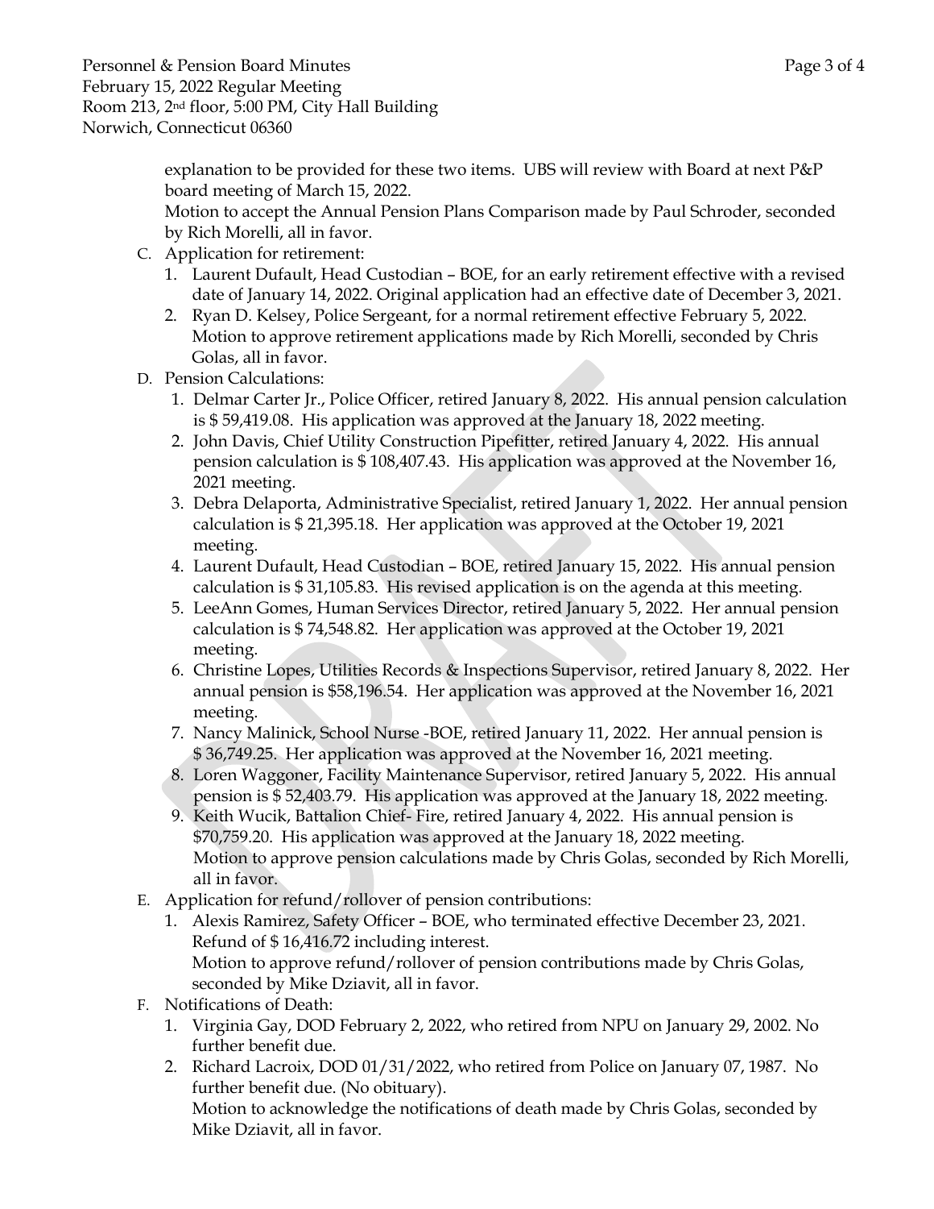explanation to be provided for these two items. UBS will review with Board at next P&P board meeting of March 15, 2022.
Motion to accept the Annual Pension Plans Comparison made by Paul Schroder, seconded by Rich Morelli, all in favor.

C. Application for retirement:
   1. Laurent Dufault, Head Custodian – BOE, for an early retirement effective with a revised date of January 14, 2022. Original application had an effective date of December 3, 2021.
   2. Ryan D. Kelsey, Police Sergeant, for a normal retirement effective February 5, 2022.
      Motion to approve retirement applications made by Rich Morelli, seconded by Chris Golas, all in favor.

D. Pension Calculations:
   1. Delmar Carter Jr., Police Officer, retired January 8, 2022. His annual pension calculation is $ 59,419.08. His application was approved at the January 18, 2022 meeting.
   2. John Davis, Chief Utility Construction Pipefitter, retired January 4, 2022. His annual pension calculation is $ 108,407.43. His application was approved at the November 16, 2021 meeting.
   3. Debra Delaporta, Administrative Specialist, retired January 1, 2022. Her annual pension calculation is $ 21,395.18. Her application was approved at the October 19, 2021 meeting.
   4. Laurent Dufault, Head Custodian – BOE, retired January 15, 2022. His annual pension calculation is $ 31,105.83. His revised application is on the agenda at this meeting.
   5. LeeAnn Gomes, Human Services Director, retired January 5, 2022. Her annual pension calculation is $ 74,548.82. Her application was approved at the October 19, 2021 meeting.
   6. Christine Lopes, Utilities Records & Inspections Supervisor, retired January 8, 2022. Her annual pension is $58,196.54. Her application was approved at the November 16, 2021 meeting.
   7. Nancy Malinick, School Nurse -BOE, retired January 11, 2022. Her annual pension is $ 36,749.25. Her application was approved at the November 16, 2021 meeting.
   8. Loren Waggoner, Facility Maintenance Supervisor, retired January 5, 2022. His annual pension is $ 52,403.79. His application was approved at the January 18, 2022 meeting.
   9. Keith Wucik, Battalion Chief- Fire, retired January 4, 2022. His annual pension is $70,759.20. His application was approved at the January 18, 2022 meeting.
      Motion to approve pension calculations made by Chris Golas, seconded by Rich Morelli, all in favor.

E. Application for refund/rollover of pension contributions:
   1. Alexis Ramirez, Safety Officer – BOE, who terminated effective December 23, 2021. Refund of $ 16,416.72 including interest.
      Motion to approve refund/rollover of pension contributions made by Chris Golas, seconded by Mike Dziavit, all in favor.

F. Notifications of Death:
   1. Virginia Gay, DOD February 2, 2022, who retired from NPU on January 29, 2002. No further benefit due.
   2. Richard Lacroix, DOD 01/31/2022, who retired from Police on January 07, 1987. No further benefit due. (No obituary).
      Motion to acknowledge the notifications of death made by Chris Golas, seconded by Mike Dziavit, all in favor.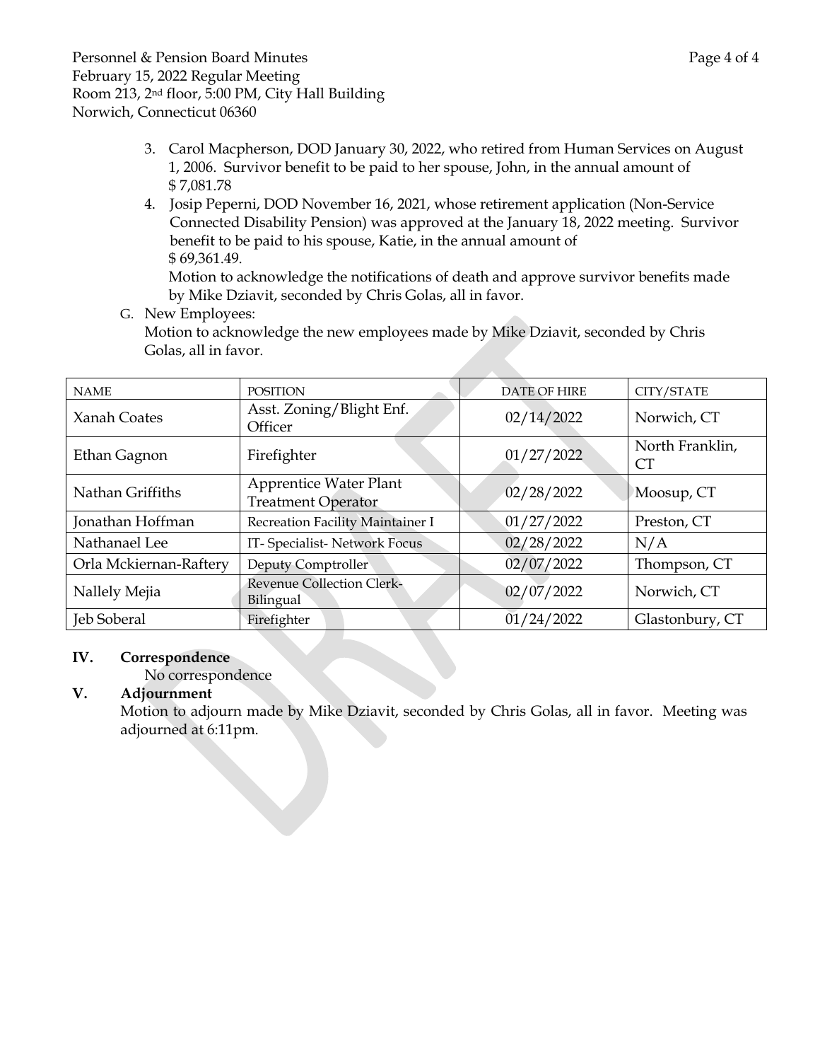3. Carol Macpherson, DOD January 30, 2022, who retired from Human Services on August 1, 2006. Survivor benefit to be paid to her spouse, John, in the annual amount of $ 7,081.78
4. Josip Peperni, DOD November 16, 2021, whose retirement application (Non-Service Connected Disability Pension) was approved at the January 18, 2022 meeting. Survivor benefit to be paid to his spouse, Katie, in the annual amount of $ 69,361.49.

   Motion to acknowledge the notifications of death and approve survivor benefits made by Mike Dziavit, seconded by Chris Golas, all in favor.

G. New Employees:

Motion to acknowledge the new employees made by Mike Dziavit, seconded by Chris Golas, all in favor.

| NAME | POSITION | DATE OF HIRE | CITY/STATE |
|---|---|---|---|
| Xanah Coates | Asst. Zoning/Blight Enf. Officer | 02/14/2022 | Norwich, CT |
| Ethan Gagnon | Firefighter | 01/27/2022 | North Franklin, CT |
| Nathan Griffiths | Apprentice Water Plant Treatment Operator | 02/28/2022 | Moosup, CT |
| Jonathan Hoffman | Recreation Facility Maintainer I | 01/27/2022 | Preston, CT |
| Nathanael Lee | IT- Specialist- Network Focus | 02/28/2022 | N/A |
| Orla Mckiernan-Raftery | Deputy Comptroller | 02/07/2022 | Thompson, CT |
| Nallely Mejia | Revenue Collection Clerk-Bilingual | 02/07/2022 | Norwich, CT |
| Jeb Soberal | Firefighter | 01/24/2022 | Glastonbury, CT |

**IV. Correspondence**

No correspondence

**V. Adjournment**

Motion to adjourn made by Mike Dziavit, seconded by Chris Golas, all in favor. Meeting was adjourned at 6:11pm.